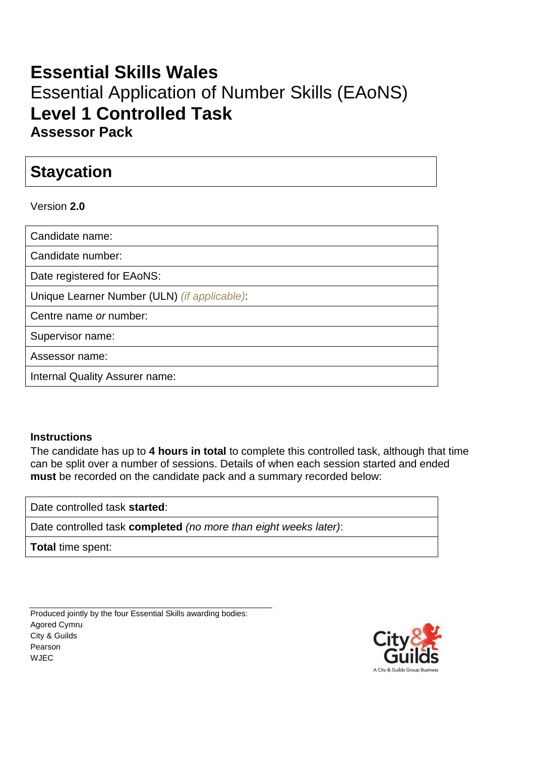# Essential Skills Wales

## Essential Application of Number Skills (EAoNS)

# Level 1 Controlled Task

## Assessor Pack

| Staycation |
|---|

Version **2.0**

| Candidate name: |
|---|
| Candidate number: |
| Date registered for EAoNS: |
| Unique Learner Number (ULN) *(if applicable)*: |
| Centre name *or* number: |
| Supervisor name: |
| Assessor name: |
| Internal Quality Assurer name: |

**Instructions**

The candidate has up to **4 hours in total** to complete this controlled task, although that time can be split over a number of sessions. Details of when each session started and ended **must** be recorded on the candidate pack and a summary recorded below:

| Date controlled task **started**: |
|---|
| Date controlled task **completed** *(no more than eight weeks later)*: |
| **Total** time spent: |

Produced jointly by the four Essential Skills awarding bodies:
Agored Cymru
City & Guilds
Pearson
WJEC

City & Guilds
A City & Guilds Group Business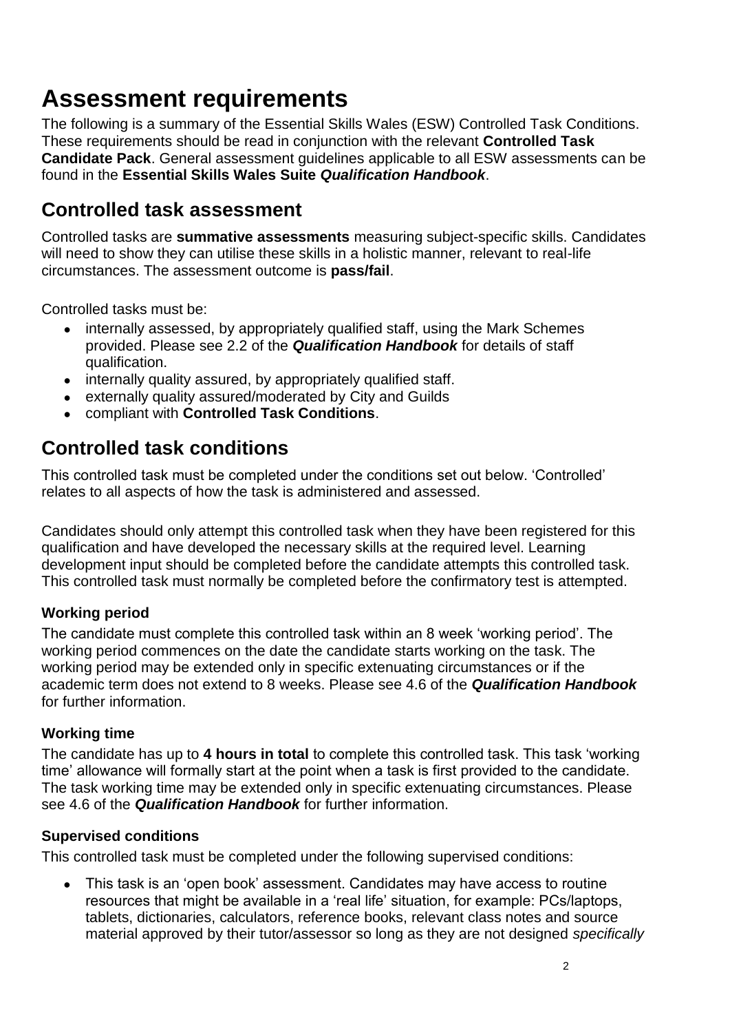# Assessment requirements

The following is a summary of the Essential Skills Wales (ESW) Controlled Task Conditions. These requirements should be read in conjunction with the relevant **Controlled Task Candidate Pack**. General assessment guidelines applicable to all ESW assessments can be found in the **Essential Skills Wales Suite *Qualification Handbook***.

## Controlled task assessment

Controlled tasks are **summative assessments** measuring subject-specific skills. Candidates will need to show they can utilise these skills in a holistic manner, relevant to real-life circumstances. The assessment outcome is **pass/fail**.

Controlled tasks must be:

- internally assessed, by appropriately qualified staff, using the Mark Schemes provided. Please see 2.2 of the ***Qualification Handbook*** for details of staff qualification.
- internally quality assured, by appropriately qualified staff.
- externally quality assured/moderated by City and Guilds
- compliant with **Controlled Task Conditions**.

## Controlled task conditions

This controlled task must be completed under the conditions set out below. 'Controlled' relates to all aspects of how the task is administered and assessed.

Candidates should only attempt this controlled task when they have been registered for this qualification and have developed the necessary skills at the required level. Learning development input should be completed before the candidate attempts this controlled task. This controlled task must normally be completed before the confirmatory test is attempted.

### Working period

The candidate must complete this controlled task within an 8 week 'working period'. The working period commences on the date the candidate starts working on the task. The working period may be extended only in specific extenuating circumstances or if the academic term does not extend to 8 weeks. Please see 4.6 of the ***Qualification Handbook*** for further information.

### Working time

The candidate has up to **4 hours in total** to complete this controlled task. This task 'working time' allowance will formally start at the point when a task is first provided to the candidate. The task working time may be extended only in specific extenuating circumstances. Please see 4.6 of the ***Qualification Handbook*** for further information.

### Supervised conditions

This controlled task must be completed under the following supervised conditions:

- This task is an 'open book' assessment. Candidates may have access to routine resources that might be available in a 'real life' situation, for example: PCs/laptops, tablets, dictionaries, calculators, reference books, relevant class notes and source material approved by their tutor/assessor so long as they are not designed *specifically*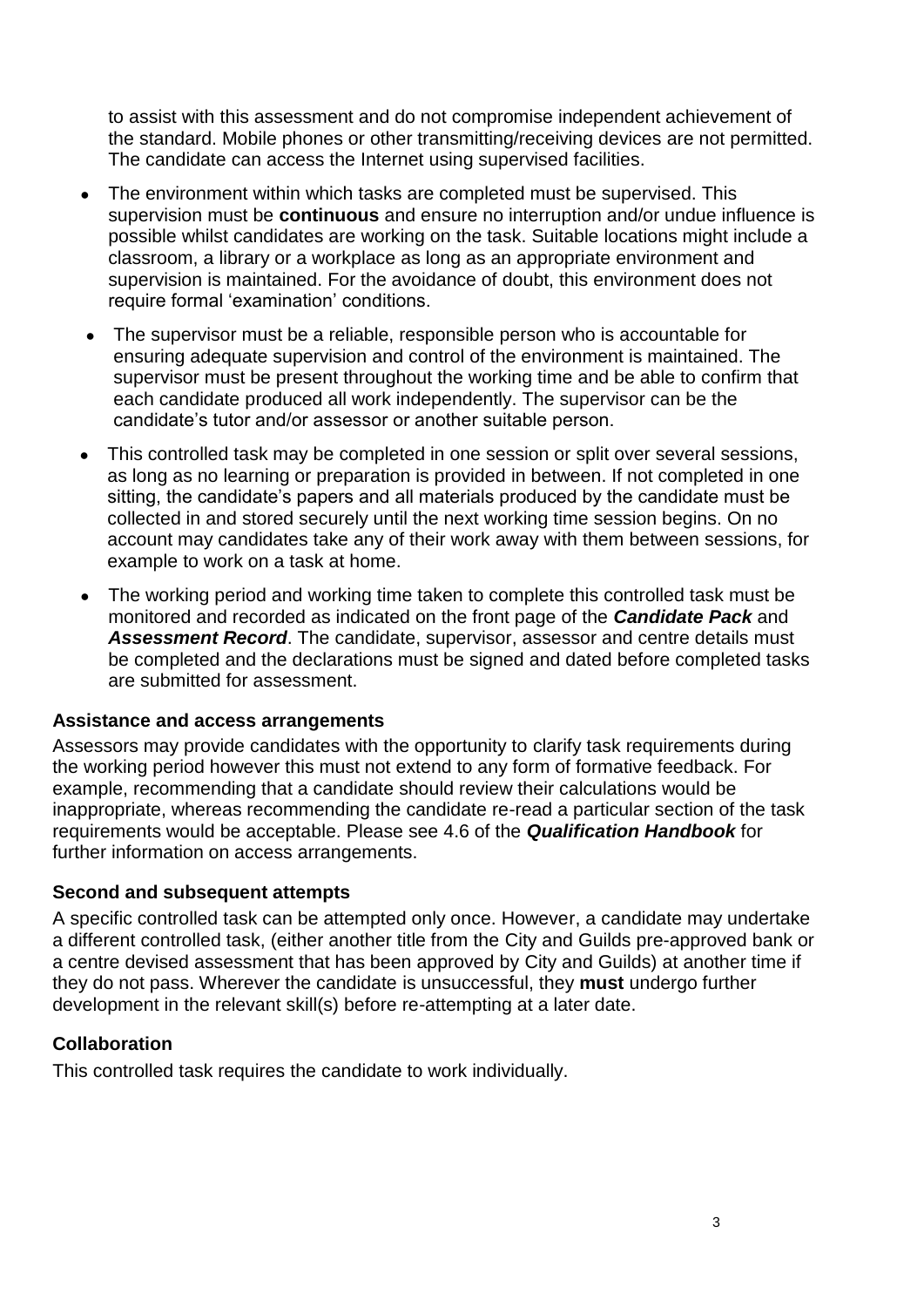to assist with this assessment and do not compromise independent achievement of the standard. Mobile phones or other transmitting/receiving devices are not permitted. The candidate can access the Internet using supervised facilities.

- The environment within which tasks are completed must be supervised. This supervision must be **continuous** and ensure no interruption and/or undue influence is possible whilst candidates are working on the task. Suitable locations might include a classroom, a library or a workplace as long as an appropriate environment and supervision is maintained. For the avoidance of doubt, this environment does not require formal 'examination' conditions.
- The supervisor must be a reliable, responsible person who is accountable for ensuring adequate supervision and control of the environment is maintained. The supervisor must be present throughout the working time and be able to confirm that each candidate produced all work independently. The supervisor can be the candidate's tutor and/or assessor or another suitable person.
- This controlled task may be completed in one session or split over several sessions, as long as no learning or preparation is provided in between. If not completed in one sitting, the candidate's papers and all materials produced by the candidate must be collected in and stored securely until the next working time session begins. On no account may candidates take any of their work away with them between sessions, for example to work on a task at home.
- The working period and working time taken to complete this controlled task must be monitored and recorded as indicated on the front page of the ***Candidate Pack*** and ***Assessment Record***. The candidate, supervisor, assessor and centre details must be completed and the declarations must be signed and dated before completed tasks are submitted for assessment.

### Assistance and access arrangements

Assessors may provide candidates with the opportunity to clarify task requirements during the working period however this must not extend to any form of formative feedback. For example, recommending that a candidate should review their calculations would be inappropriate, whereas recommending the candidate re-read a particular section of the task requirements would be acceptable. Please see 4.6 of the ***Qualification Handbook*** for further information on access arrangements.

### Second and subsequent attempts

A specific controlled task can be attempted only once. However, a candidate may undertake a different controlled task, (either another title from the City and Guilds pre-approved bank or a centre devised assessment that has been approved by City and Guilds) at another time if they do not pass. Wherever the candidate is unsuccessful, they **must** undergo further development in the relevant skill(s) before re-attempting at a later date.

### Collaboration

This controlled task requires the candidate to work individually.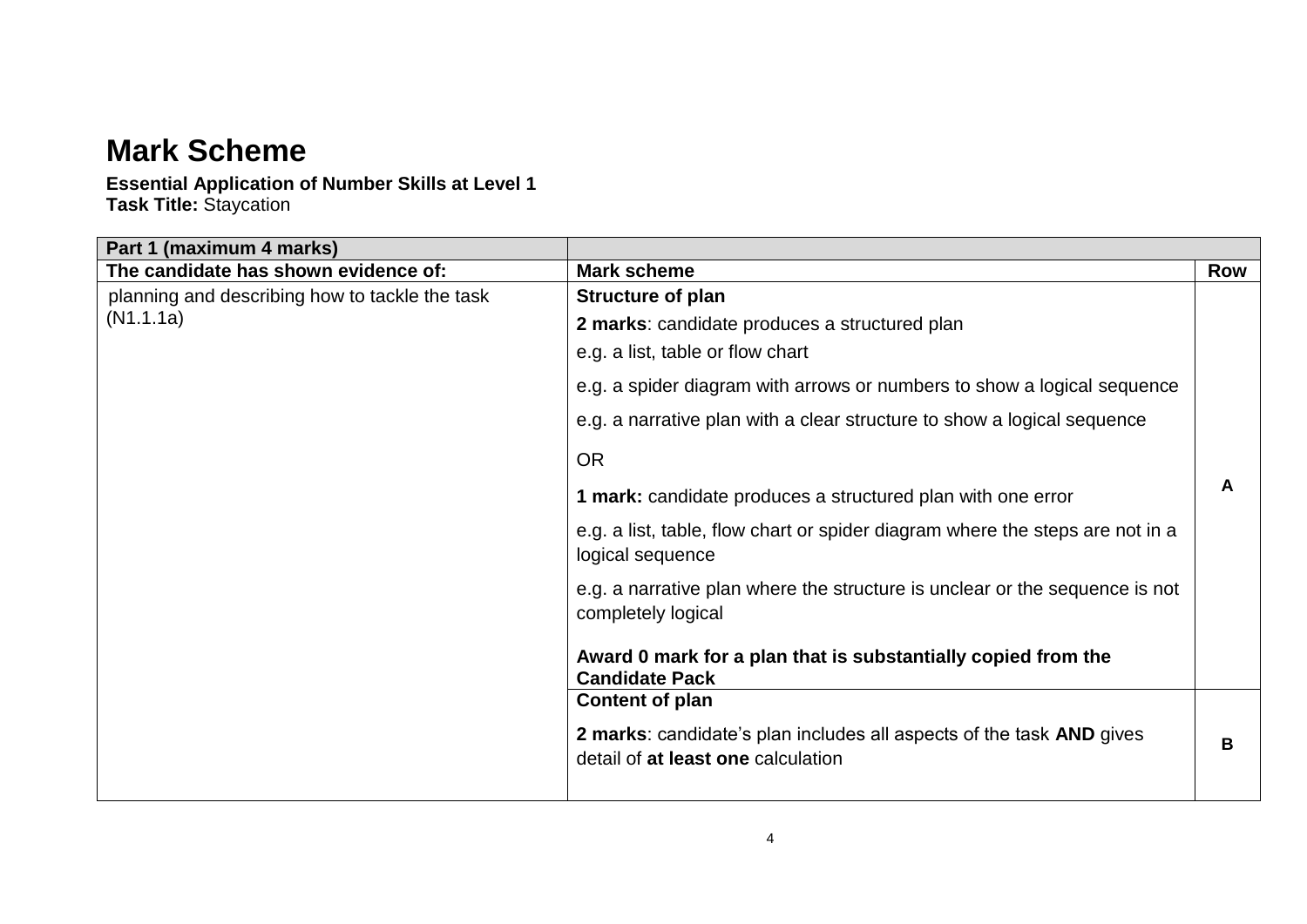# Mark Scheme

**Essential Application of Number Skills at Level 1**
**Task Title:** Staycation

| **Part 1 (maximum 4 marks)** | | |
|---|---|---|
| **The candidate has shown evidence of:** | **Mark scheme** | **Row** |
| planning and describing how to tackle the task (N1.1.1a) | **Structure of plan**<br><br>**2 marks**: candidate produces a structured plan<br><br>e.g. a list, table or flow chart<br><br>e.g. a spider diagram with arrows or numbers to show a logical sequence<br><br>e.g. a narrative plan with a clear structure to show a logical sequence<br><br>OR<br><br>**1 mark:** candidate produces a structured plan with one error<br><br>e.g. a list, table, flow chart or spider diagram where the steps are not in a logical sequence<br><br>e.g. a narrative plan where the structure is unclear or the sequence is not completely logical<br><br>**Award 0 mark for a plan that is substantially copied from the Candidate Pack** | **A** |
| | **Content of plan**<br><br>**2 marks**: candidate's plan includes all aspects of the task **AND** gives detail of **at least one** calculation | **B** |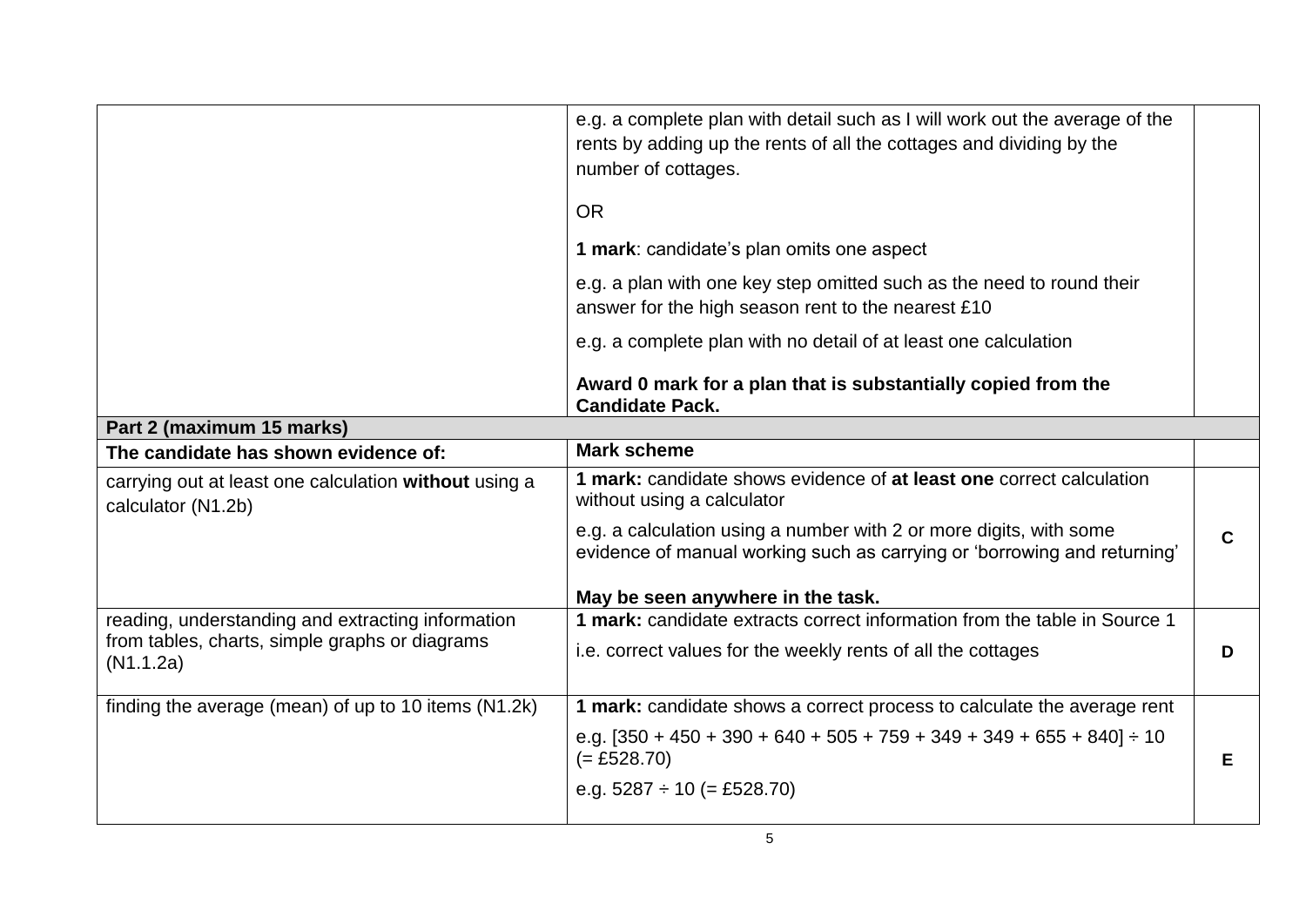| | | |
|---|---|---|
| | e.g. a complete plan with detail such as I will work out the average of the rents by adding up the rents of all the cottages and dividing by the number of cottages.<br><br>OR<br><br>**1 mark**: candidate's plan omits one aspect<br><br>e.g. a plan with one key step omitted such as the need to round their answer for the high season rent to the nearest £10<br><br>e.g. a complete plan with no detail of at least one calculation<br><br>**Award 0 mark for a plan that is substantially copied from the Candidate Pack.** | |
| **Part 2 (maximum 15 marks)** | | |
| **The candidate has shown evidence of:** | **Mark scheme** | |
| carrying out at least one calculation **without** using a calculator (N1.2b) | **1 mark:** candidate shows evidence of **at least one** correct calculation without using a calculator<br><br>e.g. a calculation using a number with 2 or more digits, with some evidence of manual working such as carrying or 'borrowing and returning'<br><br>**May be seen anywhere in the task.** | **C** |
| reading, understanding and extracting information from tables, charts, simple graphs or diagrams (N1.1.2a) | **1 mark:** candidate extracts correct information from the table in Source 1<br><br>i.e. correct values for the weekly rents of all the cottages | **D** |
| finding the average (mean) of up to 10 items (N1.2k) | **1 mark:** candidate shows a correct process to calculate the average rent<br><br>e.g. [350 + 450 + 390 + 640 + 505 + 759 + 349 + 349 + 655 + 840] ÷ 10 (= £528.70)<br><br>e.g. 5287 ÷ 10 (= £528.70) | **E** |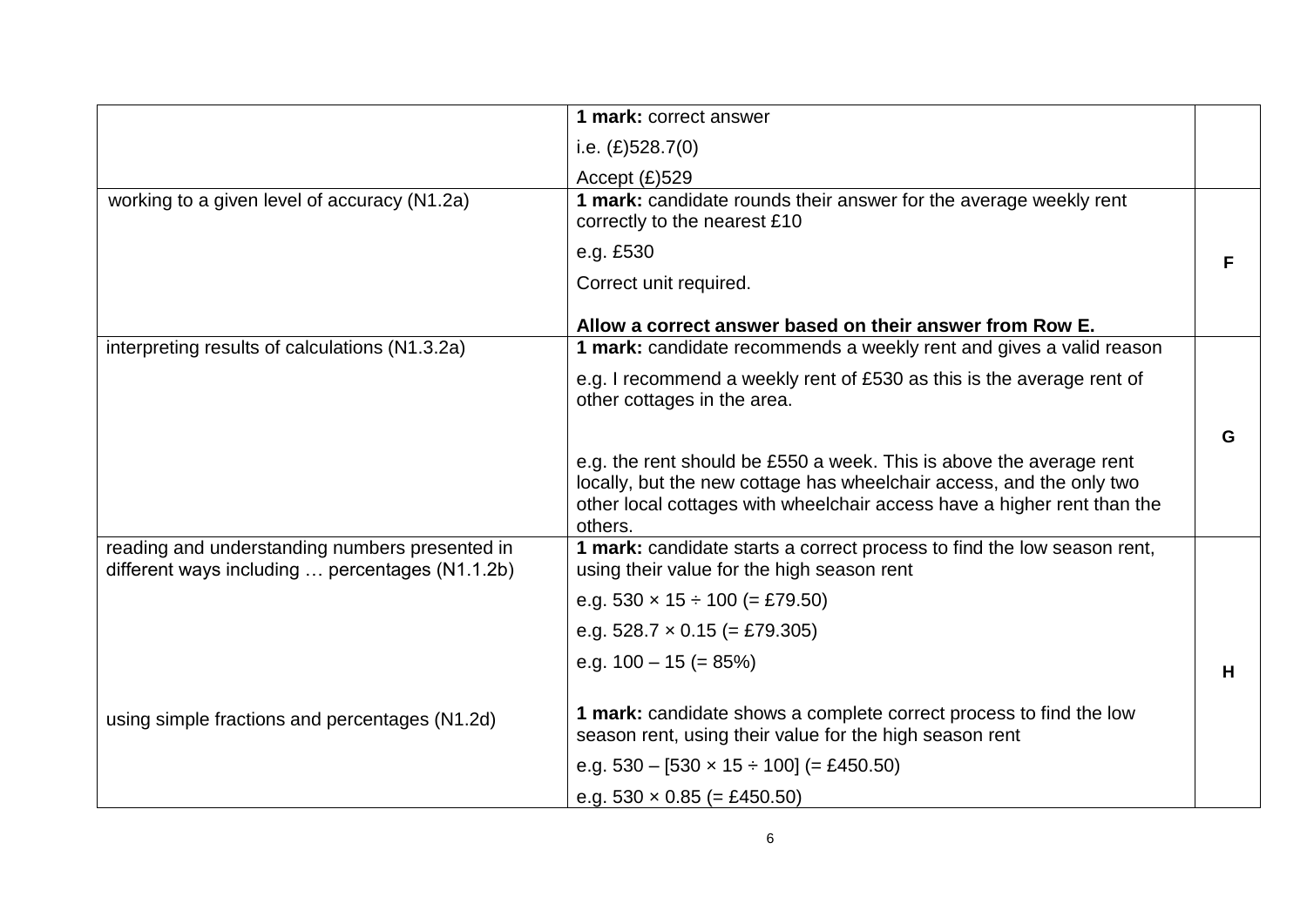| | | |
|---|---|---|
| | **1 mark:** correct answer<br><br>i.e. (£)528.7(0)<br><br>Accept (£)529 | |
| working to a given level of accuracy (N1.2a) | **1 mark:** candidate rounds their answer for the average weekly rent correctly to the nearest £10<br><br>e.g. £530<br><br>Correct unit required.<br><br>**Allow a correct answer based on their answer from Row E.** | **F** |
| interpreting results of calculations (N1.3.2a) | **1 mark:** candidate recommends a weekly rent and gives a valid reason<br><br>e.g. I recommend a weekly rent of £530 as this is the average rent of other cottages in the area.<br><br>e.g. the rent should be £550 a week. This is above the average rent locally, but the new cottage has wheelchair access, and the only two other local cottages with wheelchair access have a higher rent than the others. | **G** |
| reading and understanding numbers presented in different ways including … percentages (N1.1.2b)<br><br>using simple fractions and percentages (N1.2d) | **1 mark:** candidate starts a correct process to find the low season rent, using their value for the high season rent<br><br>e.g. $530 \times 15 \div 100$ (= £79.50)<br><br>e.g. $528.7 \times 0.15$ (= £79.305)<br><br>e.g. $100 - 15$ (= 85%)<br><br>**1 mark:** candidate shows a complete correct process to find the low season rent, using their value for the high season rent<br><br>e.g. $530 - [530 \times 15 \div 100]$ (= £450.50)<br><br>e.g. $530 \times 0.85$ (= £450.50) | **H** |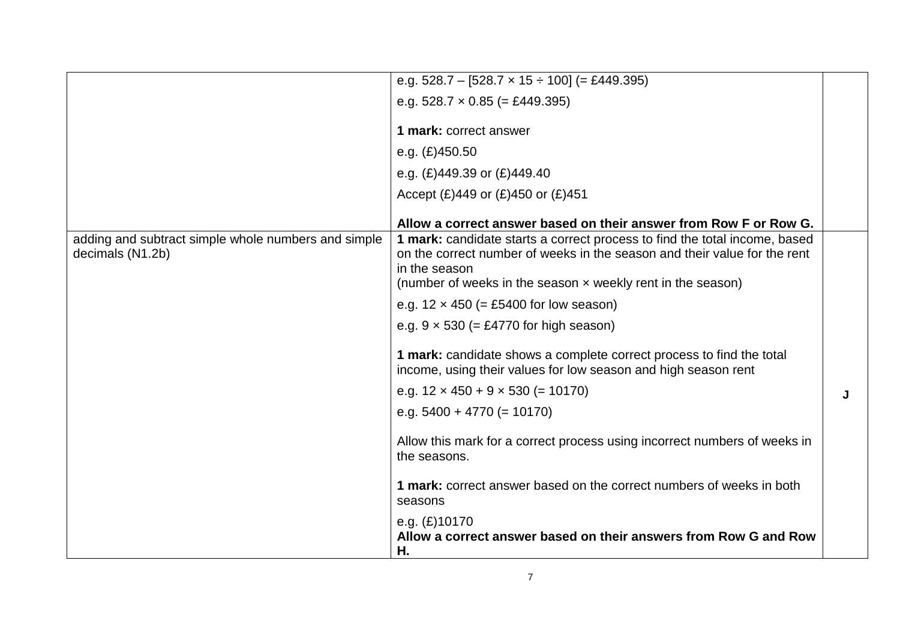| | | |
|---|---|---|
| | e.g. 528.7 – [528.7 × 15 ÷ 100] (= £449.395)<br>e.g. 528.7 × 0.85 (= £449.395)<br><br>**1 mark:** correct answer<br>e.g. (£)450.50<br>e.g. (£)449.39 or (£)449.40<br>Accept (£)449 or (£)450 or (£)451<br><br>**Allow a correct answer based on their answer from Row F or Row G.** | |
| adding and subtract simple whole numbers and simple decimals (N1.2b) | **1 mark:** candidate starts a correct process to find the total income, based on the correct number of weeks in the season and their value for the rent in the season<br>(number of weeks in the season × weekly rent in the season)<br>e.g. 12 × 450 (= £5400 for low season)<br>e.g. 9 × 530 (= £4770 for high season)<br><br>**1 mark:** candidate shows a complete correct process to find the total income, using their values for low season and high season rent<br>e.g. 12 × 450 + 9 × 530 (= 10170)<br>e.g. 5400 + 4770 (= 10170)<br><br>Allow this mark for a correct process using incorrect numbers of weeks in the seasons.<br><br>**1 mark:** correct answer based on the correct numbers of weeks in both seasons<br>e.g. (£)10170<br>**Allow a correct answer based on their answers from Row G and Row H.** | **J** |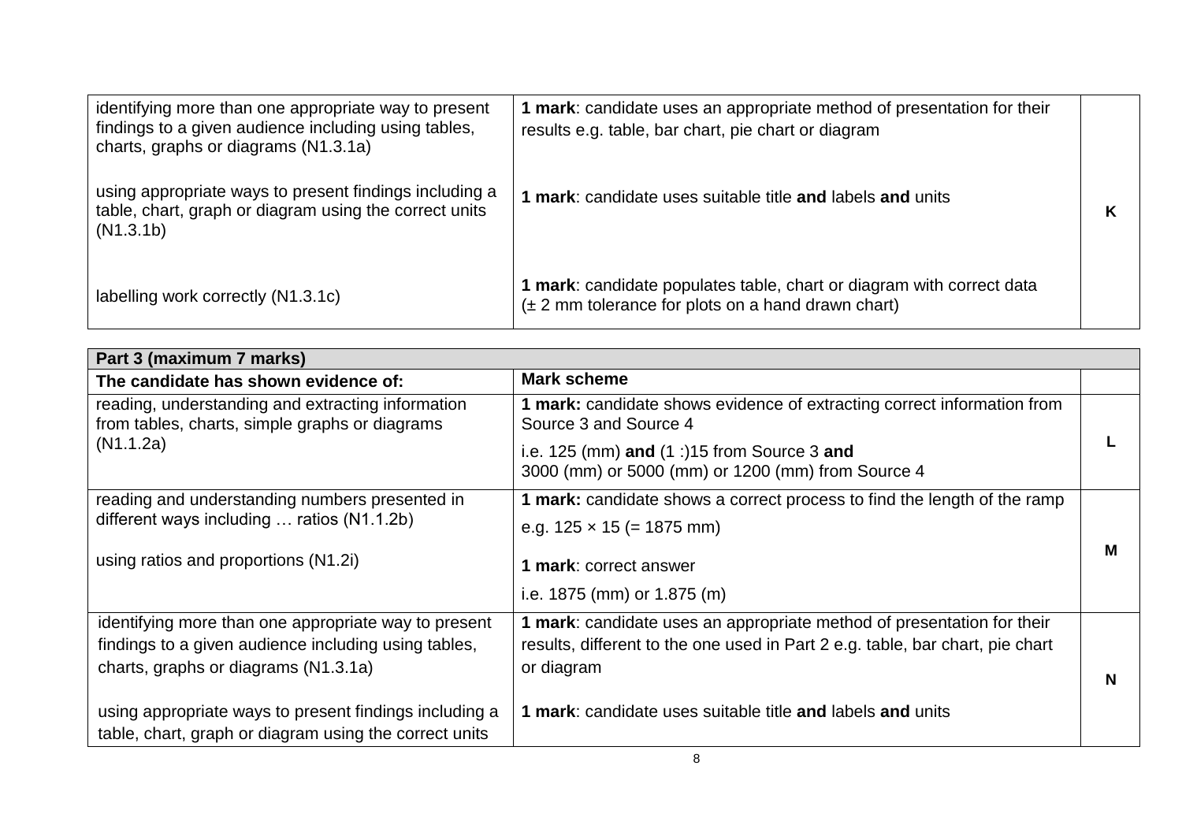| | | |
|---|---|---|
| identifying more than one appropriate way to present findings to a given audience including using tables, charts, graphs or diagrams (N1.3.1a)<br><br>using appropriate ways to present findings including a table, chart, graph or diagram using the correct units (N1.3.1b)<br><br>labelling work correctly (N1.3.1c) | **1 mark**: candidate uses an appropriate method of presentation for their results e.g. table, bar chart, pie chart or diagram<br><br>**1 mark**: candidate uses suitable title **and** labels **and** units<br><br>**1 mark**: candidate populates table, chart or diagram with correct data (± 2 mm tolerance for plots on a hand drawn chart) | **K** |

| **Part 3 (maximum 7 marks)** | | |
|---|---|---|
| **The candidate has shown evidence of:** | **Mark scheme** | |
| reading, understanding and extracting information from tables, charts, simple graphs or diagrams (N1.1.2a) | **1 mark:** candidate shows evidence of extracting correct information from Source 3 and Source 4<br>i.e. 125 (mm) **and** (1 :)15 from Source 3 **and**<br>3000 (mm) or 5000 (mm) or 1200 (mm) from Source 4 | **L** |
| reading and understanding numbers presented in different ways including … ratios (N1.1.2b)<br><br>using ratios and proportions (N1.2i) | **1 mark:** candidate shows a correct process to find the length of the ramp<br>e.g. 125 × 15 (= 1875 mm)<br><br>**1 mark**: correct answer<br>i.e. 1875 (mm) or 1.875 (m) | **M** |
| identifying more than one appropriate way to present findings to a given audience including using tables, charts, graphs or diagrams (N1.3.1a)<br><br>using appropriate ways to present findings including a table, chart, graph or diagram using the correct units | **1 mark**: candidate uses an appropriate method of presentation for their results, different to the one used in Part 2 e.g. table, bar chart, pie chart or diagram<br><br>**1 mark**: candidate uses suitable title **and** labels **and** units | **N** |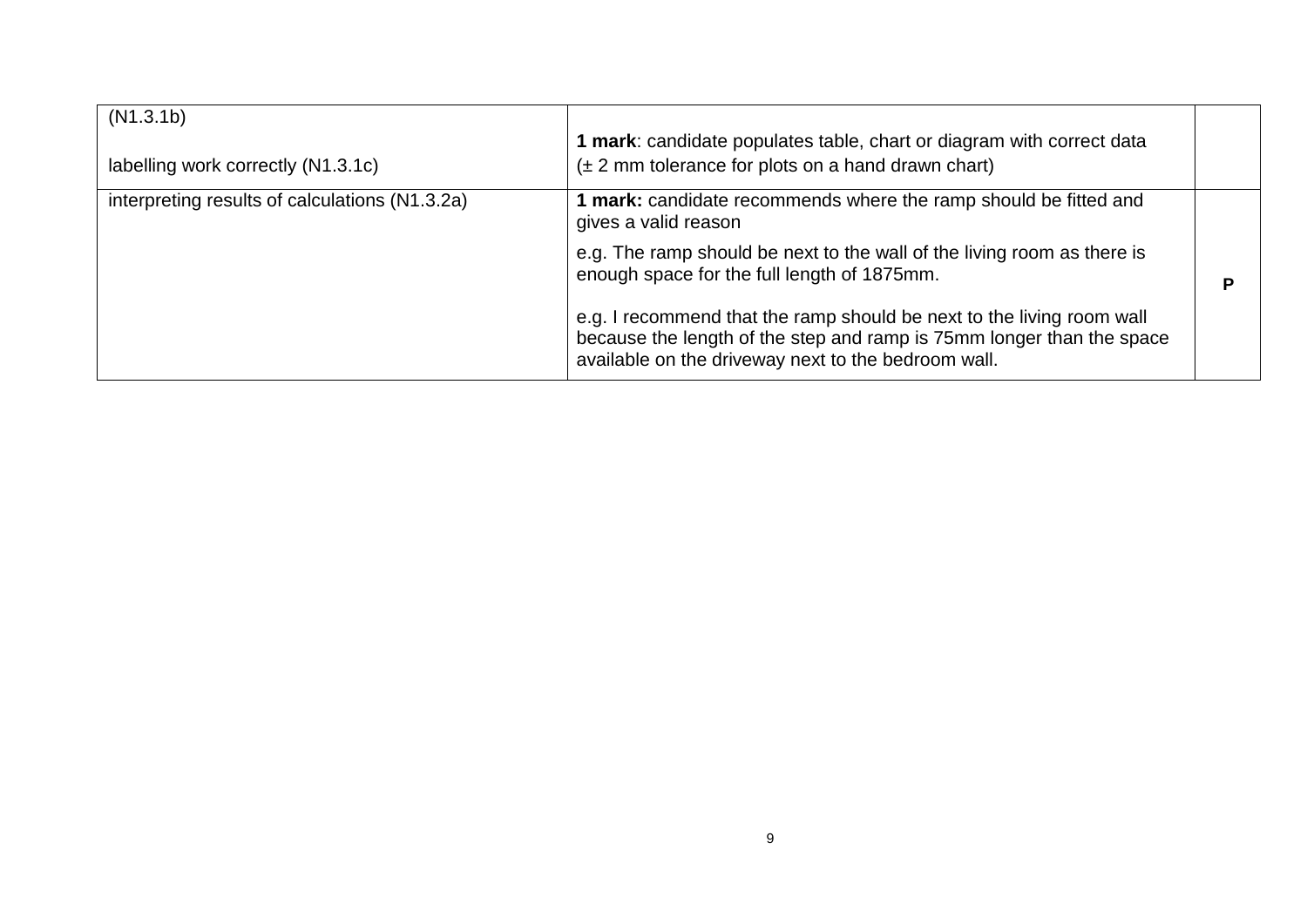| | | |
|---|---|---|
| (N1.3.1b)<br><br>labelling work correctly (N1.3.1c) | **1 mark**: candidate populates table, chart or diagram with correct data (± 2 mm tolerance for plots on a hand drawn chart) | |
| interpreting results of calculations (N1.3.2a) | **1 mark:** candidate recommends where the ramp should be fitted and gives a valid reason<br><br>e.g. The ramp should be next to the wall of the living room as there is enough space for the full length of 1875mm.<br><br>e.g. I recommend that the ramp should be next to the living room wall because the length of the step and ramp is 75mm longer than the space available on the driveway next to the bedroom wall. | **P** |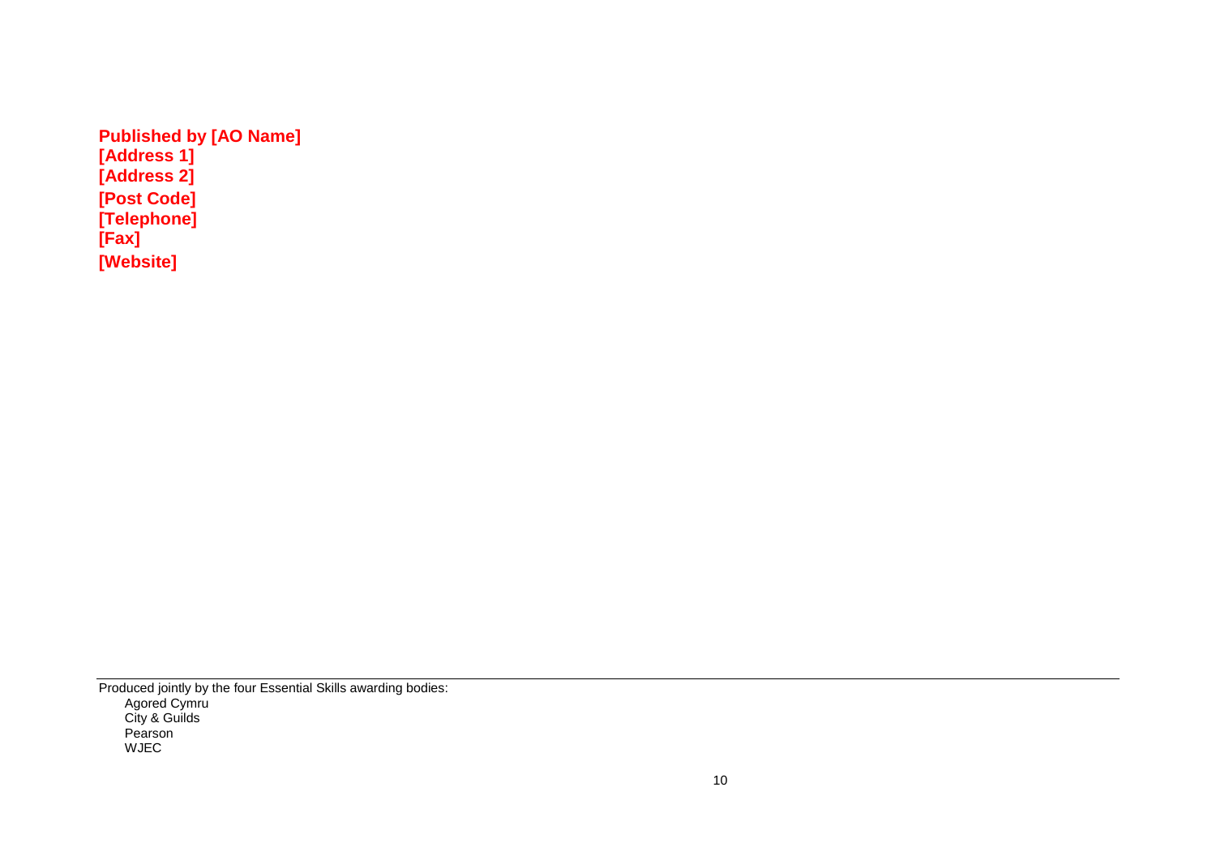**Published by [AO Name]**
**[Address 1]**
**[Address 2]**
**[Post Code]**
**[Telephone]**
**[Fax]**
**[Website]**

---

Produced jointly by the four Essential Skills awarding bodies:

- Agored Cymru
- City & Guilds
- Pearson
- WJEC